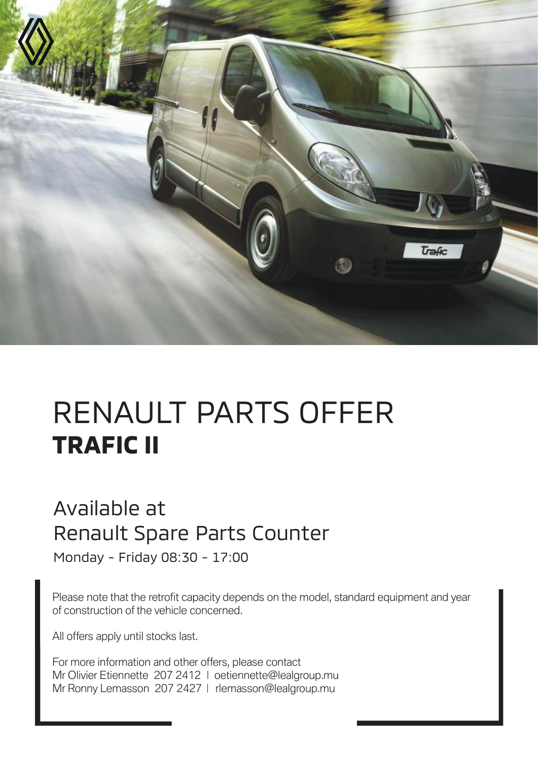# RENAULT PARTS OFFER

## TRAFIC II

### Available at
### Renault Spare Parts Counter

Monday - Friday 08:30 - 17:00

Please note that the retrofit capacity depends on the model, standard equipment and year of construction of the vehicle concerned.

All offers apply until stocks last.

For more information and other offers, please contact
Mr Olivier Etiennette 207 2412 | oetiennette@lealgroup.mu
Mr Ronny Lemasson 207 2427 | rlemasson@lealgroup.mu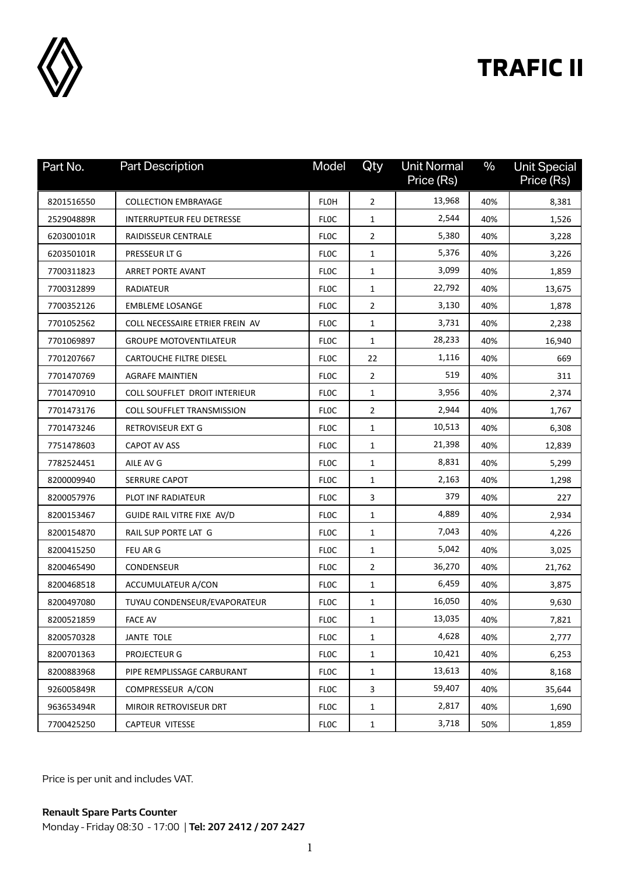# TRAFIC II

| Part No. | Part Description | Model | Qty | Unit Normal Price (Rs) | % | Unit Special Price (Rs) |
|---|---|---|---|---|---|---|
| 8201516550 | COLLECTION EMBRAYAGE | FL0H | 2 | 13,968 | 40% | 8,381 |
| 252904889R | INTERRUPTEUR FEU DETRESSE | FL0C | 1 | 2,544 | 40% | 1,526 |
| 620300101R | RAIDISSEUR CENTRALE | FL0C | 2 | 5,380 | 40% | 3,228 |
| 620350101R | PRESSEUR LT G | FL0C | 1 | 5,376 | 40% | 3,226 |
| 7700311823 | ARRET PORTE AVANT | FL0C | 1 | 3,099 | 40% | 1,859 |
| 7700312899 | RADIATEUR | FL0C | 1 | 22,792 | 40% | 13,675 |
| 7700352126 | EMBLEME LOSANGE | FL0C | 2 | 3,130 | 40% | 1,878 |
| 7701052562 | COLL NECESSAIRE ETRIER FREIN AV | FL0C | 1 | 3,731 | 40% | 2,238 |
| 7701069897 | GROUPE MOTOVENTILATEUR | FL0C | 1 | 28,233 | 40% | 16,940 |
| 7701207667 | CARTOUCHE FILTRE DIESEL | FL0C | 22 | 1,116 | 40% | 669 |
| 7701470769 | AGRAFE MAINTIEN | FL0C | 2 | 519 | 40% | 311 |
| 7701470910 | COLL SOUFFLET DROIT INTERIEUR | FL0C | 1 | 3,956 | 40% | 2,374 |
| 7701473176 | COLL SOUFFLET TRANSMISSION | FL0C | 2 | 2,944 | 40% | 1,767 |
| 7701473246 | RETROVISEUR EXT G | FL0C | 1 | 10,513 | 40% | 6,308 |
| 7751478603 | CAPOT AV ASS | FL0C | 1 | 21,398 | 40% | 12,839 |
| 7782524451 | AILE AV G | FL0C | 1 | 8,831 | 40% | 5,299 |
| 8200009940 | SERRURE CAPOT | FL0C | 1 | 2,163 | 40% | 1,298 |
| 8200057976 | PLOT INF RADIATEUR | FL0C | 3 | 379 | 40% | 227 |
| 8200153467 | GUIDE RAIL VITRE FIXE AV/D | FL0C | 1 | 4,889 | 40% | 2,934 |
| 8200154870 | RAIL SUP PORTE LAT G | FL0C | 1 | 7,043 | 40% | 4,226 |
| 8200415250 | FEU AR G | FL0C | 1 | 5,042 | 40% | 3,025 |
| 8200465490 | CONDENSEUR | FL0C | 2 | 36,270 | 40% | 21,762 |
| 8200468518 | ACCUMULATEUR A/CON | FL0C | 1 | 6,459 | 40% | 3,875 |
| 8200497080 | TUYAU CONDENSEUR/EVAPORATEUR | FL0C | 1 | 16,050 | 40% | 9,630 |
| 8200521859 | FACE AV | FL0C | 1 | 13,035 | 40% | 7,821 |
| 8200570328 | JANTE TOLE | FL0C | 1 | 4,628 | 40% | 2,777 |
| 8200701363 | PROJECTEUR G | FL0C | 1 | 10,421 | 40% | 6,253 |
| 8200883968 | PIPE REMPLISSAGE CARBURANT | FL0C | 1 | 13,613 | 40% | 8,168 |
| 926005849R | COMPRESSEUR A/CON | FL0C | 3 | 59,407 | 40% | 35,644 |
| 963653494R | MIROIR RETROVISEUR DRT | FL0C | 1 | 2,817 | 40% | 1,690 |
| 7700425250 | CAPTEUR VITESSE | FL0C | 1 | 3,718 | 50% | 1,859 |

Price is per unit and includes VAT.

**Renault Spare Parts Counter**

Monday - Friday 08:30 - 17:00 | **Tel: 207 2412 / 207 2427**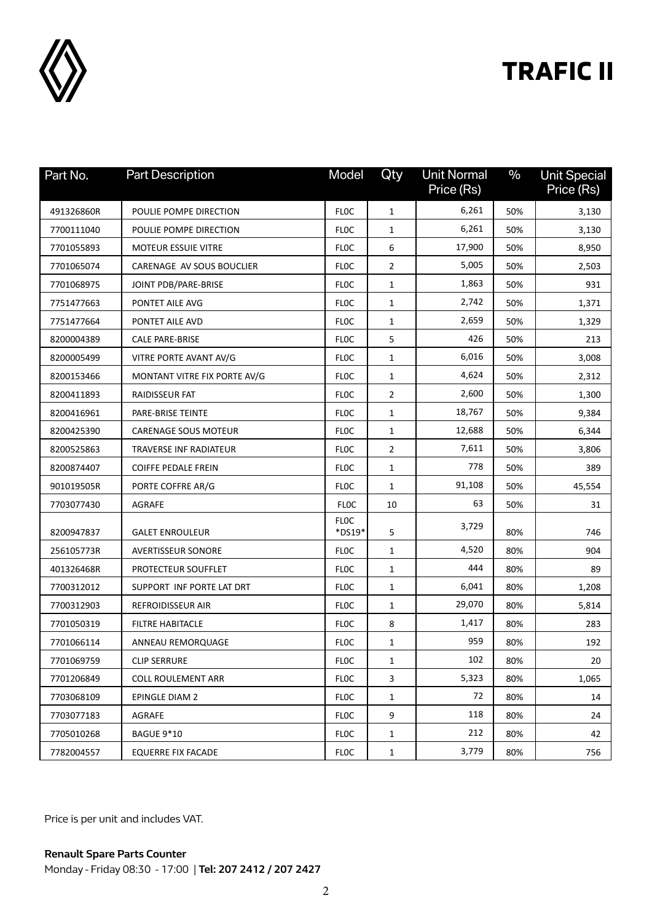# TRAFIC II

| Part No. | Part Description | Model | Qty | Unit Normal Price (Rs) | % | Unit Special Price (Rs) |
|---|---|---|---|---|---|---|
| 491326860R | POULIE POMPE DIRECTION | FL0C | 1 | 6,261 | 50% | 3,130 |
| 7700111040 | POULIE POMPE DIRECTION | FL0C | 1 | 6,261 | 50% | 3,130 |
| 7701055893 | MOTEUR ESSUIE VITRE | FL0C | 6 | 17,900 | 50% | 8,950 |
| 7701065074 | CARENAGE AV SOUS BOUCLIER | FL0C | 2 | 5,005 | 50% | 2,503 |
| 7701068975 | JOINT PDB/PARE-BRISE | FL0C | 1 | 1,863 | 50% | 931 |
| 7751477663 | PONTET AILE AVG | FL0C | 1 | 2,742 | 50% | 1,371 |
| 7751477664 | PONTET AILE AVD | FL0C | 1 | 2,659 | 50% | 1,329 |
| 8200004389 | CALE PARE-BRISE | FL0C | 5 | 426 | 50% | 213 |
| 8200005499 | VITRE PORTE AVANT AV/G | FL0C | 1 | 6,016 | 50% | 3,008 |
| 8200153466 | MONTANT VITRE FIX PORTE AV/G | FL0C | 1 | 4,624 | 50% | 2,312 |
| 8200411893 | RAIDISSEUR FAT | FL0C | 2 | 2,600 | 50% | 1,300 |
| 8200416961 | PARE-BRISE TEINTE | FL0C | 1 | 18,767 | 50% | 9,384 |
| 8200425390 | CARENAGE SOUS MOTEUR | FL0C | 1 | 12,688 | 50% | 6,344 |
| 8200525863 | TRAVERSE INF RADIATEUR | FL0C | 2 | 7,611 | 50% | 3,806 |
| 8200874407 | COIFFE PEDALE FREIN | FL0C | 1 | 778 | 50% | 389 |
| 901019505R | PORTE COFFRE AR/G | FL0C | 1 | 91,108 | 50% | 45,554 |
| 7703077430 | AGRAFE | FL0C | 10 | 63 | 50% | 31 |
| 8200947837 | GALET ENROULEUR | FL0C *DS19* | 5 | 3,729 | 80% | 746 |
| 256105773R | AVERTISSEUR SONORE | FL0C | 1 | 4,520 | 80% | 904 |
| 401326468R | PROTECTEUR SOUFFLET | FL0C | 1 | 444 | 80% | 89 |
| 7700312012 | SUPPORT INF PORTE LAT DRT | FL0C | 1 | 6,041 | 80% | 1,208 |
| 7700312903 | REFROIDISSEUR AIR | FL0C | 1 | 29,070 | 80% | 5,814 |
| 7701050319 | FILTRE HABITACLE | FL0C | 8 | 1,417 | 80% | 283 |
| 7701066114 | ANNEAU REMORQUAGE | FL0C | 1 | 959 | 80% | 192 |
| 7701069759 | CLIP SERRURE | FL0C | 1 | 102 | 80% | 20 |
| 7701206849 | COLL ROULEMENT ARR | FL0C | 3 | 5,323 | 80% | 1,065 |
| 7703068109 | EPINGLE DIAM 2 | FL0C | 1 | 72 | 80% | 14 |
| 7703077183 | AGRAFE | FL0C | 9 | 118 | 80% | 24 |
| 7705010268 | BAGUE 9*10 | FL0C | 1 | 212 | 80% | 42 |
| 7782004557 | EQUERRE FIX FACADE | FL0C | 1 | 3,779 | 80% | 756 |

Price is per unit and includes VAT.

**Renault Spare Parts Counter**
Monday - Friday 08:30 - 17:00 | **Tel: 207 2412 / 207 2427**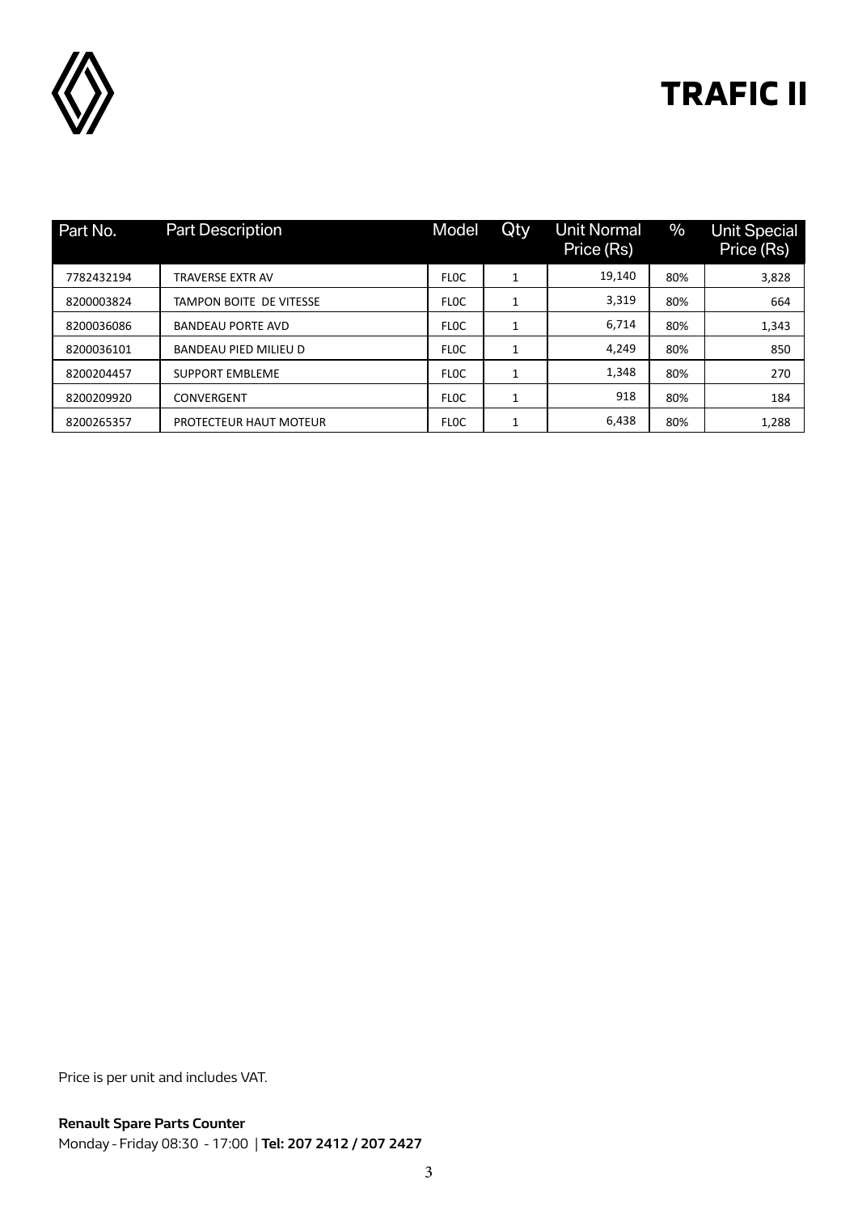# TRAFIC II

| Part No. | Part Description | Model | Qty | Unit Normal Price (Rs) | % | Unit Special Price (Rs) |
|---|---|---|---|---|---|---|
| 7782432194 | TRAVERSE EXTR AV | FL0C | 1 | 19,140 | 80% | 3,828 |
| 8200003824 | TAMPON BOITE DE VITESSE | FL0C | 1 | 3,319 | 80% | 664 |
| 8200036086 | BANDEAU PORTE AVD | FL0C | 1 | 6,714 | 80% | 1,343 |
| 8200036101 | BANDEAU PIED MILIEU D | FL0C | 1 | 4,249 | 80% | 850 |
| 8200204457 | SUPPORT EMBLEME | FL0C | 1 | 1,348 | 80% | 270 |
| 8200209920 | CONVERGENT | FL0C | 1 | 918 | 80% | 184 |
| 8200265357 | PROTECTEUR HAUT MOTEUR | FL0C | 1 | 6,438 | 80% | 1,288 |

Price is per unit and includes VAT.

**Renault Spare Parts Counter**
Monday - Friday 08:30 - 17:00 | **Tel: 207 2412 / 207 2427**